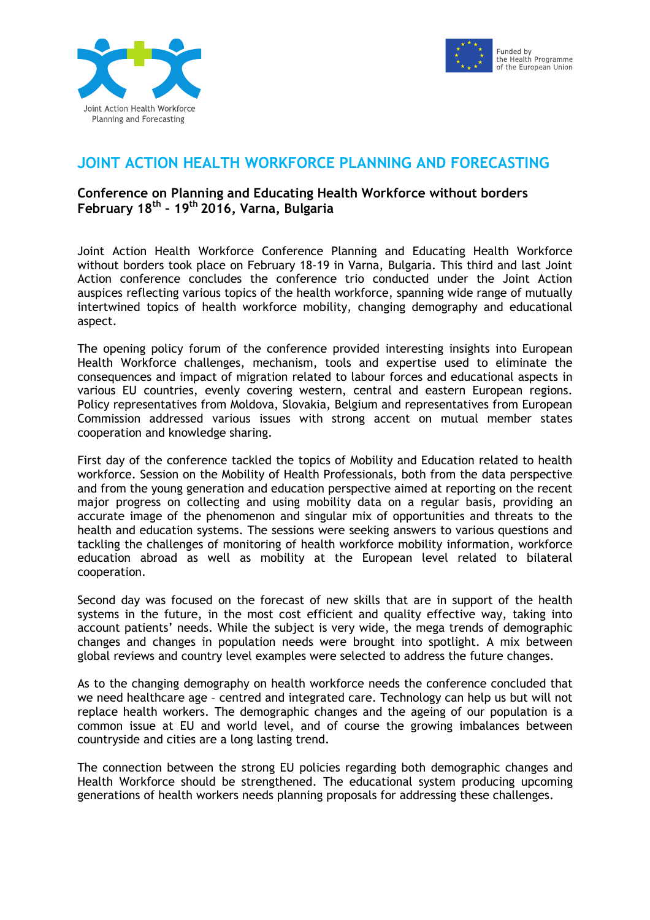Joint Action Health Workforce Planning and Forecasting

Funded by the Health Programme of the European Union

# JOINT ACTION HEALTH WORKFORCE PLANNING AND FORECASTING

**Conference on Planning and Educating Health Workforce without borders**
**February 18$^{th}$ – 19$^{th}$ 2016, Varna, Bulgaria**

Joint Action Health Workforce Conference Planning and Educating Health Workforce without borders took place on February 18-19 in Varna, Bulgaria. This third and last Joint Action conference concludes the conference trio conducted under the Joint Action auspices reflecting various topics of the health workforce, spanning wide range of mutually intertwined topics of health workforce mobility, changing demography and educational aspect.

The opening policy forum of the conference provided interesting insights into European Health Workforce challenges, mechanism, tools and expertise used to eliminate the consequences and impact of migration related to labour forces and educational aspects in various EU countries, evenly covering western, central and eastern European regions. Policy representatives from Moldova, Slovakia, Belgium and representatives from European Commission addressed various issues with strong accent on mutual member states cooperation and knowledge sharing.

First day of the conference tackled the topics of Mobility and Education related to health workforce. Session on the Mobility of Health Professionals, both from the data perspective and from the young generation and education perspective aimed at reporting on the recent major progress on collecting and using mobility data on a regular basis, providing an accurate image of the phenomenon and singular mix of opportunities and threats to the health and education systems. The sessions were seeking answers to various questions and tackling the challenges of monitoring of health workforce mobility information, workforce education abroad as well as mobility at the European level related to bilateral cooperation.

Second day was focused on the forecast of new skills that are in support of the health systems in the future, in the most cost efficient and quality effective way, taking into account patients' needs. While the subject is very wide, the mega trends of demographic changes and changes in population needs were brought into spotlight. A mix between global reviews and country level examples were selected to address the future changes.

As to the changing demography on health workforce needs the conference concluded that we need healthcare age – centred and integrated care. Technology can help us but will not replace health workers. The demographic changes and the ageing of our population is a common issue at EU and world level, and of course the growing imbalances between countryside and cities are a long lasting trend.

The connection between the strong EU policies regarding both demographic changes and Health Workforce should be strengthened. The educational system producing upcoming generations of health workers needs planning proposals for addressing these challenges.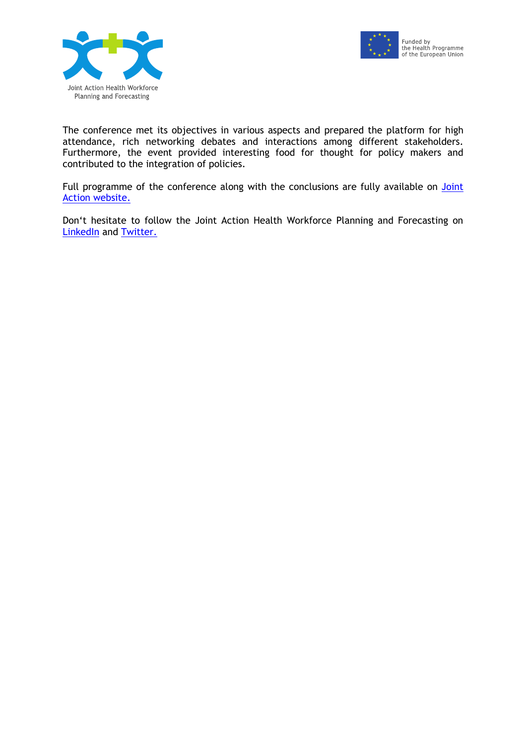The conference met its objectives in various aspects and prepared the platform for high attendance, rich networking debates and interactions among different stakeholders. Furthermore, the event provided interesting food for thought for policy makers and contributed to the integration of policies.

Full programme of the conference along with the conclusions are fully available on Joint Action website.

Don't hesitate to follow the Joint Action Health Workforce Planning and Forecasting on LinkedIn and Twitter.